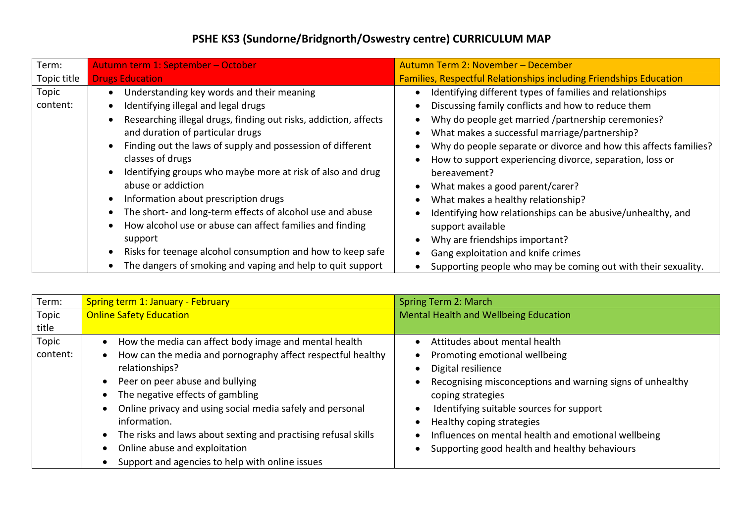# PSHE KS3 (Sundorne/Bridgnorth/Oswestry centre) CURRICULUM MAP

| Term: | Autumn term 1: September – October | Autumn Term 2: November – December |
|---|---|---|
| Topic title | Drugs Education | Families, Respectful Relationships including Friendships Education |
| Topic content: | • Understanding key words and their meaning<br>• Identifying illegal and legal drugs<br>• Researching illegal drugs, finding out risks, addiction, affects and duration of particular drugs<br>• Finding out the laws of supply and possession of different classes of drugs<br>• Identifying groups who maybe more at risk of also and drug abuse or addiction<br>• Information about prescription drugs<br>• The short- and long-term effects of alcohol use and abuse<br>• How alcohol use or abuse can affect families and finding support<br>• Risks for teenage alcohol consumption and how to keep safe<br>• The dangers of smoking and vaping and help to quit support | • Identifying different types of families and relationships<br>• Discussing family conflicts and how to reduce them<br>• Why do people get married /partnership ceremonies?<br>• What makes a successful marriage/partnership?<br>• Why do people separate or divorce and how this affects families?<br>• How to support experiencing divorce, separation, loss or bereavement?<br>• What makes a good parent/carer?<br>• What makes a healthy relationship?<br>• Identifying how relationships can be abusive/unhealthy, and support available<br>• Why are friendships important?<br>• Gang exploitation and knife crimes<br>• Supporting people who may be coming out with their sexuality. |

| Term: | Spring term 1: January - February | Spring Term 2: March |
|---|---|---|
| Topic title | Online Safety Education | Mental Health and Wellbeing Education |
| Topic content: | • How the media can affect body image and mental health<br>• How can the media and pornography affect respectful healthy relationships?<br>• Peer on peer abuse and bullying<br>• The negative effects of gambling<br>• Online privacy and using social media safely and personal information.<br>• The risks and laws about sexting and practising refusal skills<br>• Online abuse and exploitation<br>• Support and agencies to help with online issues | • Attitudes about mental health<br>• Promoting emotional wellbeing<br>• Digital resilience<br>• Recognising misconceptions and warning signs of unhealthy coping strategies<br>• Identifying suitable sources for support<br>• Healthy coping strategies<br>• Influences on mental health and emotional wellbeing<br>• Supporting good health and healthy behaviours |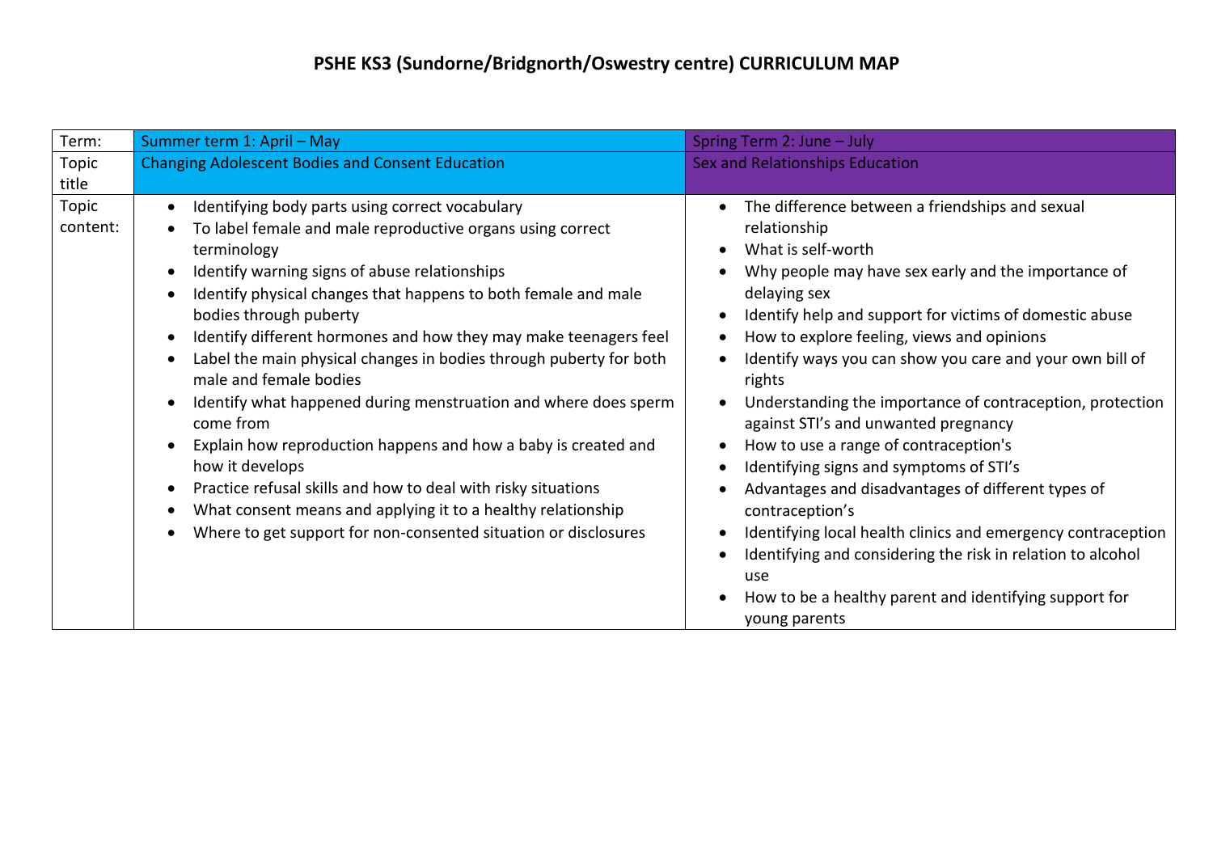# PSHE KS3 (Sundorne/Bridgnorth/Oswestry centre) CURRICULUM MAP

| Term: | Summer term 1: April – May | Spring Term 2: June – July |
|---|---|---|
| Topic title | Changing Adolescent Bodies and Consent Education | Sex and Relationships Education |
| Topic content: | • Identifying body parts using correct vocabulary<br>• To label female and male reproductive organs using correct terminology<br>• Identify warning signs of abuse relationships<br>• Identify physical changes that happens to both female and male bodies through puberty<br>• Identify different hormones and how they may make teenagers feel<br>• Label the main physical changes in bodies through puberty for both male and female bodies<br>• Identify what happened during menstruation and where does sperm come from<br>• Explain how reproduction happens and how a baby is created and how it develops<br>• Practice refusal skills and how to deal with risky situations<br>• What consent means and applying it to a healthy relationship<br>• Where to get support for non-consented situation or disclosures | • The difference between a friendships and sexual relationship<br>• What is self-worth<br>• Why people may have sex early and the importance of delaying sex<br>• Identify help and support for victims of domestic abuse<br>• How to explore feeling, views and opinions<br>• Identify ways you can show you care and your own bill of rights<br>• Understanding the importance of contraception, protection against STI's and unwanted pregnancy<br>• How to use a range of contraception's<br>• Identifying signs and symptoms of STI's<br>• Advantages and disadvantages of different types of contraception's<br>• Identifying local health clinics and emergency contraception<br>• Identifying and considering the risk in relation to alcohol use<br>• How to be a healthy parent and identifying support for young parents |